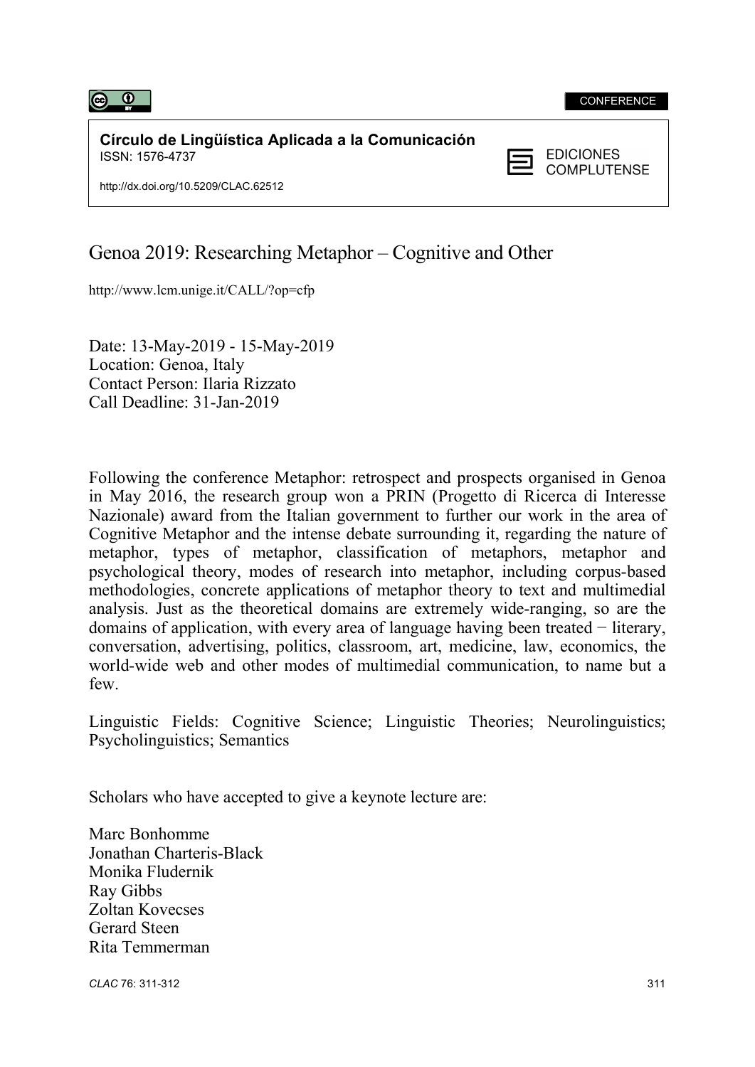CONFERENCE

**Círculo de Lingüística Aplicada a la Comunicación**
ISSN: 1576-4737

http://dx.doi.org/10.5209/CLAC.62512

EDICIONES COMPLUTENSE

# Genoa 2019: Researching Metaphor – Cognitive and Other

http://www.lcm.unige.it/CALL/?op=cfp

Date: 13-May-2019 - 15-May-2019
Location: Genoa, Italy
Contact Person: Ilaria Rizzato
Call Deadline: 31-Jan-2019

Following the conference Metaphor: retrospect and prospects organised in Genoa in May 2016, the research group won a PRIN (Progetto di Ricerca di Interesse Nazionale) award from the Italian government to further our work in the area of Cognitive Metaphor and the intense debate surrounding it, regarding the nature of metaphor, types of metaphor, classification of metaphors, metaphor and psychological theory, modes of research into metaphor, including corpus-based methodologies, concrete applications of metaphor theory to text and multimedial analysis. Just as the theoretical domains are extremely wide-ranging, so are the domains of application, with every area of language having been treated − literary, conversation, advertising, politics, classroom, art, medicine, law, economics, the world-wide web and other modes of multimedial communication, to name but a few.

Linguistic Fields: Cognitive Science; Linguistic Theories; Neurolinguistics; Psycholinguistics; Semantics

Scholars who have accepted to give a keynote lecture are:

Marc Bonhomme
Jonathan Charteris-Black
Monika Fludernik
Ray Gibbs
Zoltan Kovecses
Gerard Steen
Rita Temmerman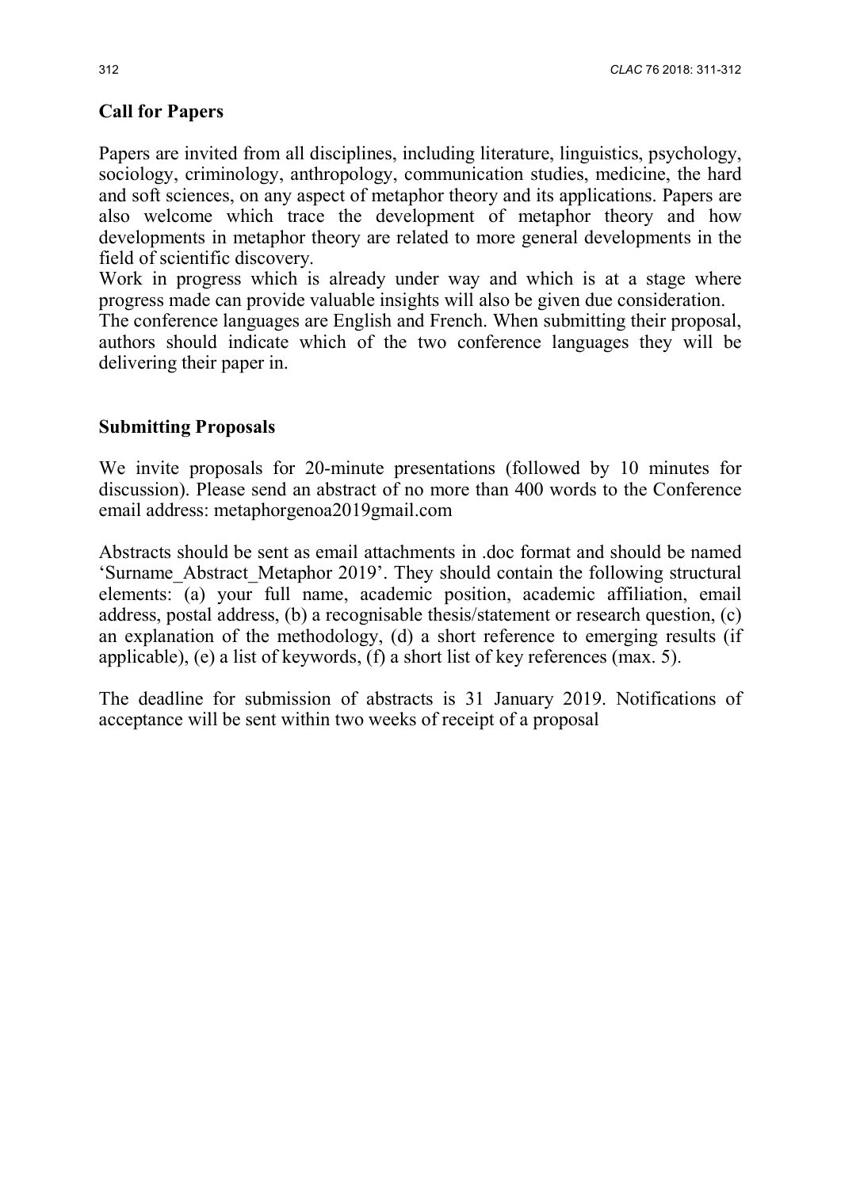## Call for Papers

Papers are invited from all disciplines, including literature, linguistics, psychology, sociology, criminology, anthropology, communication studies, medicine, the hard and soft sciences, on any aspect of metaphor theory and its applications. Papers are also welcome which trace the development of metaphor theory and how developments in metaphor theory are related to more general developments in the field of scientific discovery.

Work in progress which is already under way and which is at a stage where progress made can provide valuable insights will also be given due consideration.

The conference languages are English and French. When submitting their proposal, authors should indicate which of the two conference languages they will be delivering their paper in.

## Submitting Proposals

We invite proposals for 20-minute presentations (followed by 10 minutes for discussion). Please send an abstract of no more than 400 words to the Conference email address: metaphorgenoa2019gmail.com

Abstracts should be sent as email attachments in .doc format and should be named 'Surname_Abstract_Metaphor 2019'. They should contain the following structural elements: (a) your full name, academic position, academic affiliation, email address, postal address, (b) a recognisable thesis/statement or research question, (c) an explanation of the methodology, (d) a short reference to emerging results (if applicable), (e) a list of keywords, (f) a short list of key references (max. 5).

The deadline for submission of abstracts is 31 January 2019. Notifications of acceptance will be sent within two weeks of receipt of a proposal